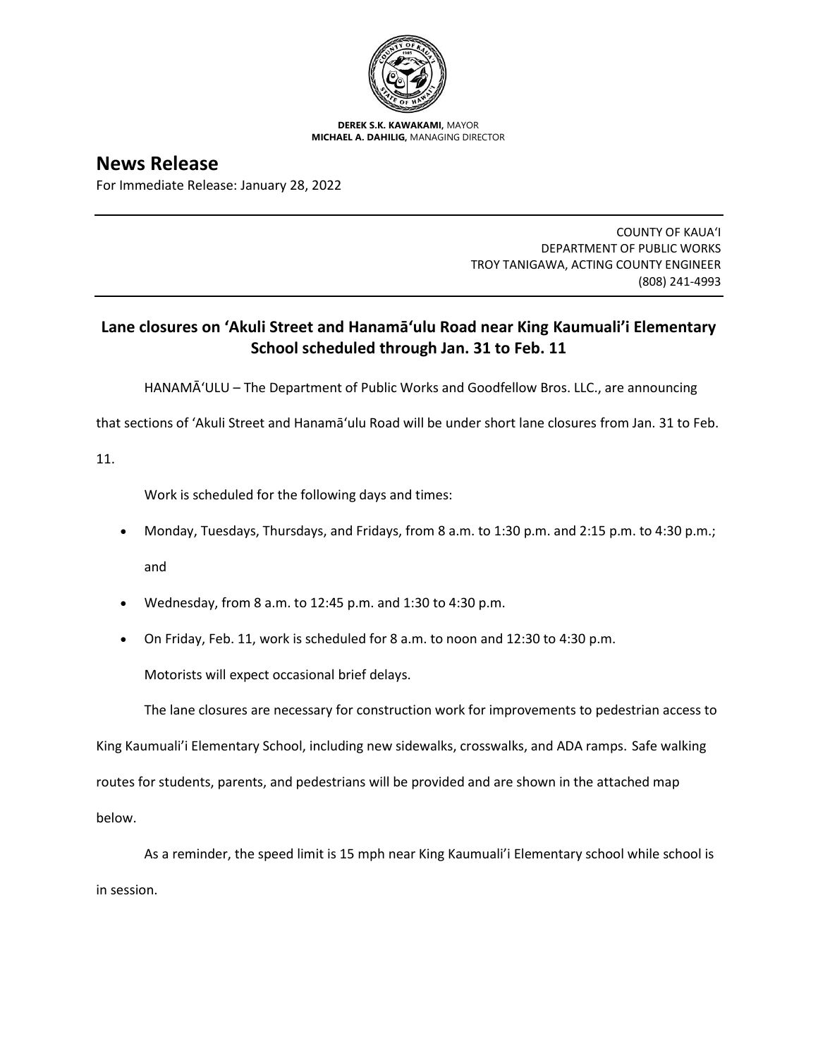**DEREK S.K. KAWAKAMI,** MAYOR
**MICHAEL A. DAHILIG,** MANAGING DIRECTOR

# News Release

For Immediate Release: January 28, 2022

COUNTY OF KAUAʻI
DEPARTMENT OF PUBLIC WORKS
TROY TANIGAWA, ACTING COUNTY ENGINEER
(808) 241-4993

## Lane closures on ʻAkuli Street and Hanamāʻulu Road near King Kaumualiʼi Elementary School scheduled through Jan. 31 to Feb. 11

HANAMĀʻULU – The Department of Public Works and Goodfellow Bros. LLC., are announcing that sections of ʻAkuli Street and Hanamāʻulu Road will be under short lane closures from Jan. 31 to Feb. 11.

Work is scheduled for the following days and times:

- Monday, Tuesdays, Thursdays, and Fridays, from 8 a.m. to 1:30 p.m. and 2:15 p.m. to 4:30 p.m.; and
- Wednesday, from 8 a.m. to 12:45 p.m. and 1:30 to 4:30 p.m.
- On Friday, Feb. 11, work is scheduled for 8 a.m. to noon and 12:30 to 4:30 p.m.

Motorists will expect occasional brief delays.

The lane closures are necessary for construction work for improvements to pedestrian access to King Kaumualiʼi Elementary School, including new sidewalks, crosswalks, and ADA ramps. Safe walking routes for students, parents, and pedestrians will be provided and are shown in the attached map below.

As a reminder, the speed limit is 15 mph near King Kaumualiʼi Elementary school while school is in session.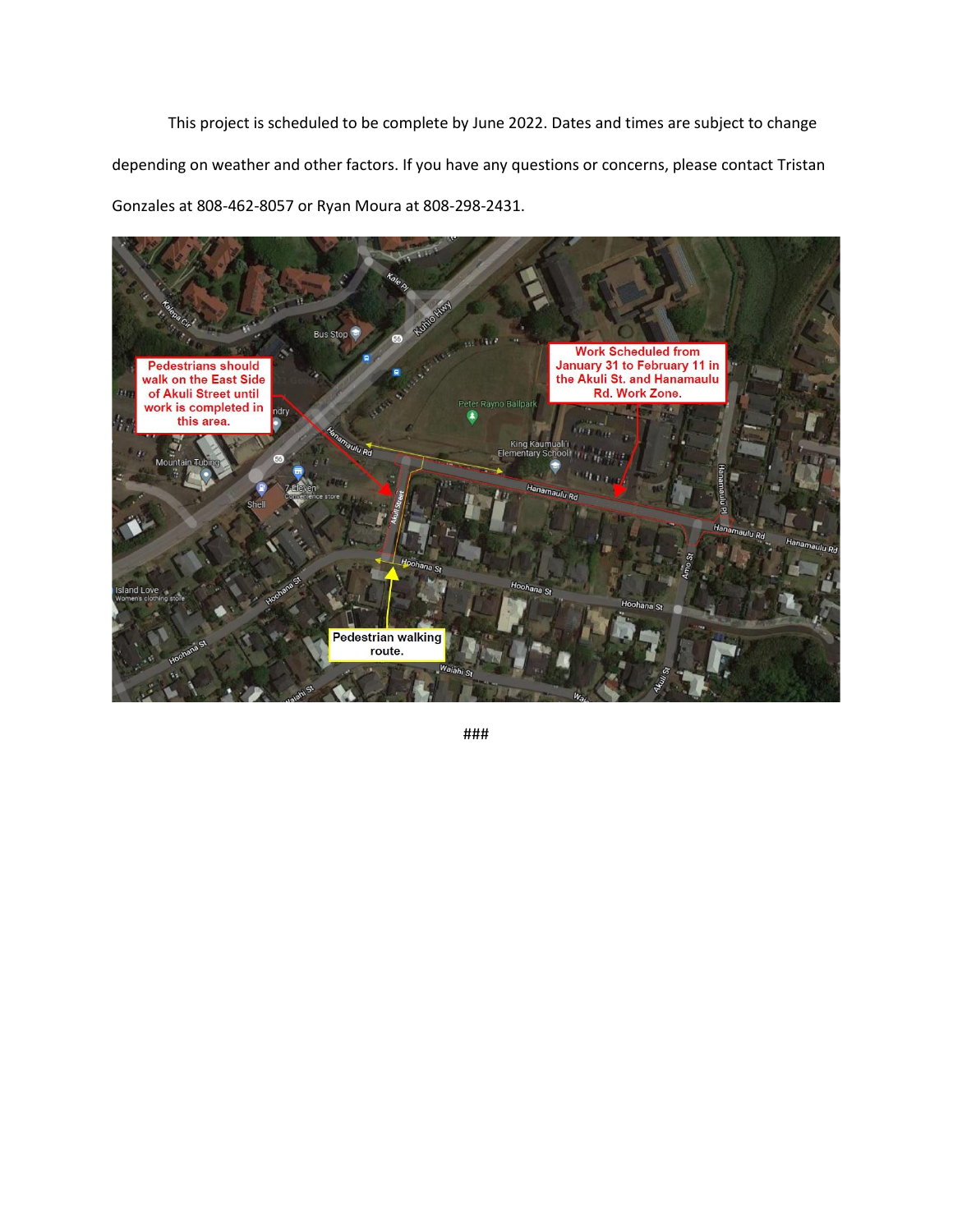This project is scheduled to be complete by June 2022. Dates and times are subject to change depending on weather and other factors. If you have any questions or concerns, please contact Tristan Gonzales at 808-462-8057 or Ryan Moura at 808-298-2431.

###